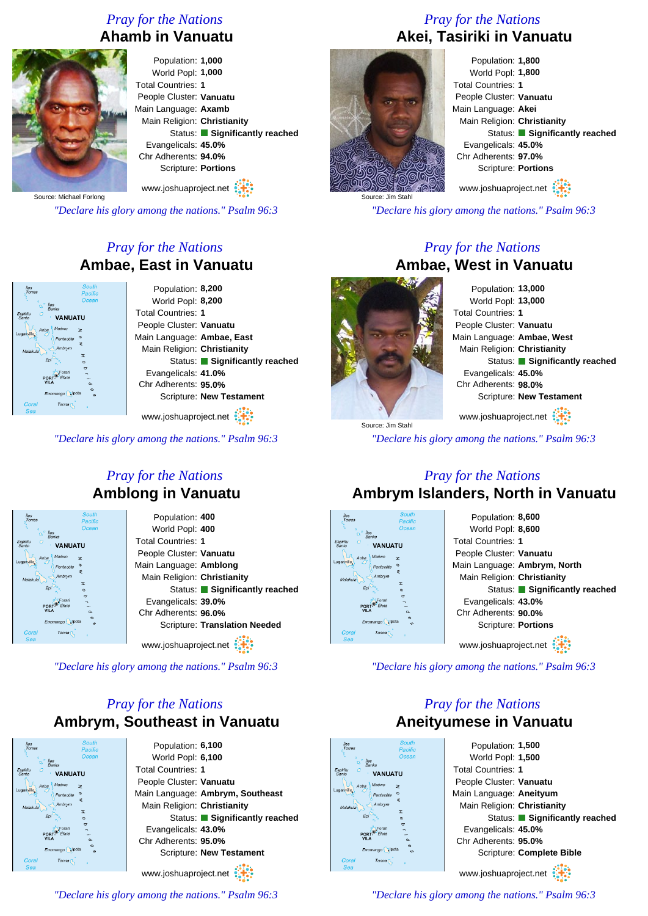## Pray for the Nations

# Ahamb in Vanuatu

Source: Michael Forlong

Population: **1,000**
World Popl: **1,000**
Total Countries: **1**
People Cluster: **Vanuatu**
Main Language: **Axamb**
Main Religion: **Christianity**
Status: **Significantly reached**
Evangelicals: **45.0%**
Chr Adherents: **94.0%**
Scripture: **Portions**

www.joshuaproject.net

*"Declare his glory among the nations." Psalm 96:3*

## Pray for the Nations

# Akei, Tasiriki in Vanuatu

Source: Jim Stahl

Population: **1,800**
World Popl: **1,800**
Total Countries: **1**
People Cluster: **Vanuatu**
Main Language: **Akei**
Main Religion: **Christianity**
Status: **Significantly reached**
Evangelicals: **45.0%**
Chr Adherents: **97.0%**
Scripture: **Portions**

www.joshuaproject.net

*"Declare his glory among the nations." Psalm 96:3*

## Pray for the Nations

# Ambae, East in Vanuatu

Population: **8,200**
World Popl: **8,200**
Total Countries: **1**
People Cluster: **Vanuatu**
Main Language: **Ambae, East**
Main Religion: **Christianity**
Status: **Significantly reached**
Evangelicals: **41.0%**
Chr Adherents: **95.0%**
Scripture: **New Testament**

www.joshuaproject.net

*"Declare his glory among the nations." Psalm 96:3*

## Pray for the Nations

# Ambae, West in Vanuatu

Source: Jim Stahl

Population: **13,000**
World Popl: **13,000**
Total Countries: **1**
People Cluster: **Vanuatu**
Main Language: **Ambae, West**
Main Religion: **Christianity**
Status: **Significantly reached**
Evangelicals: **45.0%**
Chr Adherents: **98.0%**
Scripture: **New Testament**

www.joshuaproject.net

*"Declare his glory among the nations." Psalm 96:3*

## Pray for the Nations

# Amblong in Vanuatu

Population: **400**
World Popl: **400**
Total Countries: **1**
People Cluster: **Vanuatu**
Main Language: **Amblong**
Main Religion: **Christianity**
Status: **Significantly reached**
Evangelicals: **39.0%**
Chr Adherents: **96.0%**
Scripture: **Translation Needed**

www.joshuaproject.net

*"Declare his glory among the nations." Psalm 96:3*

## Pray for the Nations

# Ambrym Islanders, North in Vanuatu

Population: **8,600**
World Popl: **8,600**
Total Countries: **1**
People Cluster: **Vanuatu**
Main Language: **Ambrym, North**
Main Religion: **Christianity**
Status: **Significantly reached**
Evangelicals: **43.0%**
Chr Adherents: **90.0%**
Scripture: **Portions**

www.joshuaproject.net

*"Declare his glory among the nations." Psalm 96:3*

## Pray for the Nations

# Ambrym, Southeast in Vanuatu

Population: **6,100**
World Popl: **6,100**
Total Countries: **1**
People Cluster: **Vanuatu**
Main Language: **Ambrym, Southeast**
Main Religion: **Christianity**
Status: **Significantly reached**
Evangelicals: **43.0%**
Chr Adherents: **95.0%**
Scripture: **New Testament**

www.joshuaproject.net

*"Declare his glory among the nations." Psalm 96:3*

## Pray for the Nations

# Aneityumese in Vanuatu

Population: **1,500**
World Popl: **1,500**
Total Countries: **1**
People Cluster: **Vanuatu**
Main Language: **Aneityum**
Main Religion: **Christianity**
Status: **Significantly reached**
Evangelicals: **45.0%**
Chr Adherents: **95.0%**
Scripture: **Complete Bible**

www.joshuaproject.net

*"Declare his glory among the nations." Psalm 96:3*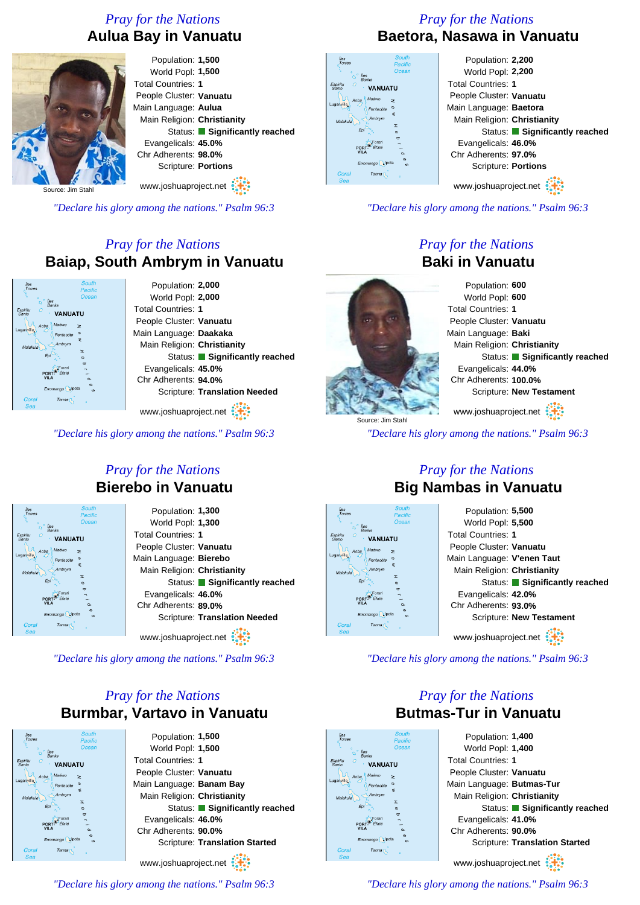## Pray for the Nations

# Aulua Bay in Vanuatu

Source: Jim Stahl

Population: **1,500**
World Popl: **1,500**
Total Countries: **1**
People Cluster: **Vanuatu**
Main Language: **Aulua**
Main Religion: **Christianity**
Status: **Significantly reached**
Evangelicals: **45.0%**
Chr Adherents: **98.0%**
Scripture: **Portions**

www.joshuaproject.net

*"Declare his glory among the nations." Psalm 96:3*

## Pray for the Nations

# Baetora, Nasawa in Vanuatu

Population: **2,200**
World Popl: **2,200**
Total Countries: **1**
People Cluster: **Vanuatu**
Main Language: **Baetora**
Main Religion: **Christianity**
Status: **Significantly reached**
Evangelicals: **46.0%**
Chr Adherents: **97.0%**
Scripture: **Portions**

www.joshuaproject.net

*"Declare his glory among the nations." Psalm 96:3*

## Pray for the Nations

# Baiap, South Ambrym in Vanuatu

Population: **2,000**
World Popl: **2,000**
Total Countries: **1**
People Cluster: **Vanuatu**
Main Language: **Daakaka**
Main Religion: **Christianity**
Status: **Significantly reached**
Evangelicals: **45.0%**
Chr Adherents: **94.0%**
Scripture: **Translation Needed**

www.joshuaproject.net

*"Declare his glory among the nations." Psalm 96:3*

## Pray for the Nations

# Baki in Vanuatu

Source: Jim Stahl

Population: **600**
World Popl: **600**
Total Countries: **1**
People Cluster: **Vanuatu**
Main Language: **Baki**
Main Religion: **Christianity**
Status: **Significantly reached**
Evangelicals: **44.0%**
Chr Adherents: **100.0%**
Scripture: **New Testament**

www.joshuaproject.net

*"Declare his glory among the nations." Psalm 96:3*

## Pray for the Nations

# Bierebo in Vanuatu

Population: **1,300**
World Popl: **1,300**
Total Countries: **1**
People Cluster: **Vanuatu**
Main Language: **Bierebo**
Main Religion: **Christianity**
Status: **Significantly reached**
Evangelicals: **46.0%**
Chr Adherents: **89.0%**
Scripture: **Translation Needed**

www.joshuaproject.net

*"Declare his glory among the nations." Psalm 96:3*

## Pray for the Nations

# Big Nambas in Vanuatu

Population: **5,500**
World Popl: **5,500**
Total Countries: **1**
People Cluster: **Vanuatu**
Main Language: **V'enen Taut**
Main Religion: **Christianity**
Status: **Significantly reached**
Evangelicals: **42.0%**
Chr Adherents: **93.0%**
Scripture: **New Testament**

www.joshuaproject.net

*"Declare his glory among the nations." Psalm 96:3*

## Pray for the Nations

# Burmbar, Vartavo in Vanuatu

Population: **1,500**
World Popl: **1,500**
Total Countries: **1**
People Cluster: **Vanuatu**
Main Language: **Banam Bay**
Main Religion: **Christianity**
Status: **Significantly reached**
Evangelicals: **46.0%**
Chr Adherents: **90.0%**
Scripture: **Translation Started**

www.joshuaproject.net

*"Declare his glory among the nations." Psalm 96:3*

## Pray for the Nations

# Butmas-Tur in Vanuatu

Population: **1,400**
World Popl: **1,400**
Total Countries: **1**
People Cluster: **Vanuatu**
Main Language: **Butmas-Tur**
Main Religion: **Christianity**
Status: **Significantly reached**
Evangelicals: **41.0%**
Chr Adherents: **90.0%**
Scripture: **Translation Started**

www.joshuaproject.net

*"Declare his glory among the nations." Psalm 96:3*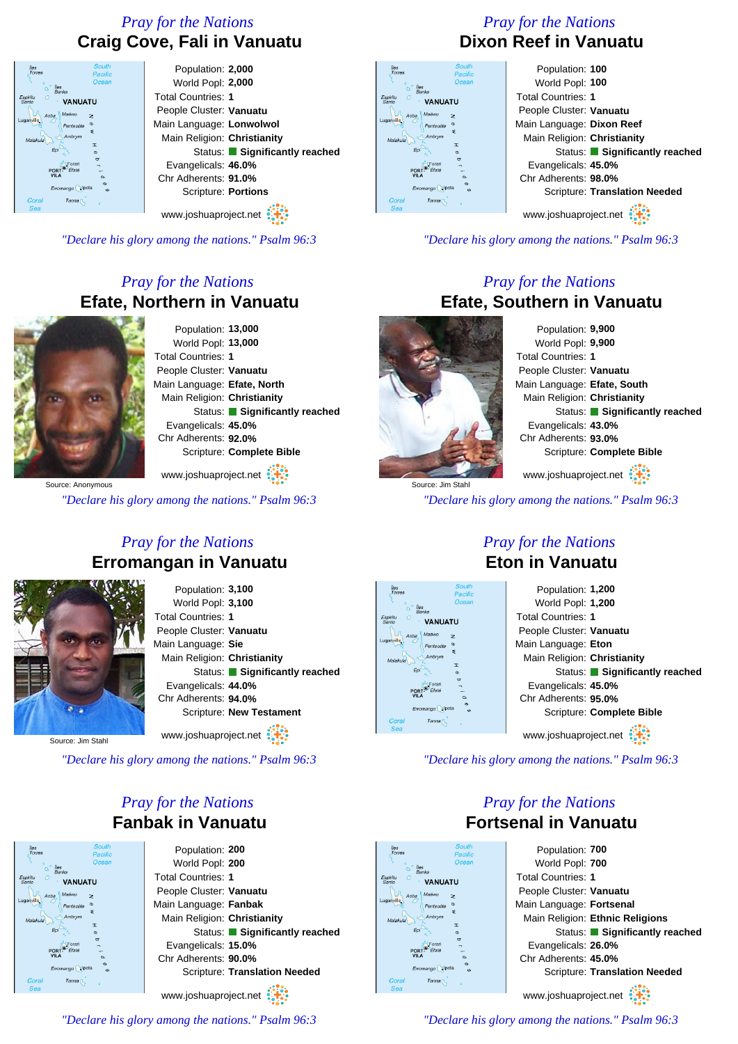## *Pray for the Nations*

## Craig Cove, Fali in Vanuatu

Population: **2,000**
World Popl: **2,000**
Total Countries: **1**
People Cluster: **Vanuatu**
Main Language: **Lonwolwol**
Main Religion: **Christianity**
Status: **Significantly reached**
Evangelicals: **46.0%**
Chr Adherents: **91.0%**
Scripture: **Portions**

www.joshuaproject.net

*"Declare his glory among the nations." Psalm 96:3*

## *Pray for the Nations*

## Dixon Reef in Vanuatu

Population: **100**
World Popl: **100**
Total Countries: **1**
People Cluster: **Vanuatu**
Main Language: **Dixon Reef**
Main Religion: **Christianity**
Status: **Significantly reached**
Evangelicals: **45.0%**
Chr Adherents: **98.0%**
Scripture: **Translation Needed**

www.joshuaproject.net

*"Declare his glory among the nations." Psalm 96:3*

## *Pray for the Nations*

## Efate, Northern in Vanuatu

Source: Anonymous

Population: **13,000**
World Popl: **13,000**
Total Countries: **1**
People Cluster: **Vanuatu**
Main Language: **Efate, North**
Main Religion: **Christianity**
Status: **Significantly reached**
Evangelicals: **45.0%**
Chr Adherents: **92.0%**
Scripture: **Complete Bible**

www.joshuaproject.net

*"Declare his glory among the nations." Psalm 96:3*

## *Pray for the Nations*

## Efate, Southern in Vanuatu

Source: Jim Stahl

Population: **9,900**
World Popl: **9,900**
Total Countries: **1**
People Cluster: **Vanuatu**
Main Language: **Efate, South**
Main Religion: **Christianity**
Status: **Significantly reached**
Evangelicals: **43.0%**
Chr Adherents: **93.0%**
Scripture: **Complete Bible**

www.joshuaproject.net

*"Declare his glory among the nations." Psalm 96:3*

## *Pray for the Nations*

## Erromangan in Vanuatu

Source: Jim Stahl

Population: **3,100**
World Popl: **3,100**
Total Countries: **1**
People Cluster: **Vanuatu**
Main Language: **Sie**
Main Religion: **Christianity**
Status: **Significantly reached**
Evangelicals: **44.0%**
Chr Adherents: **94.0%**
Scripture: **New Testament**

www.joshuaproject.net

*"Declare his glory among the nations." Psalm 96:3*

## *Pray for the Nations*

## Eton in Vanuatu

Population: **1,200**
World Popl: **1,200**
Total Countries: **1**
People Cluster: **Vanuatu**
Main Language: **Eton**
Main Religion: **Christianity**
Status: **Significantly reached**
Evangelicals: **45.0%**
Chr Adherents: **95.0%**
Scripture: **Complete Bible**

www.joshuaproject.net

*"Declare his glory among the nations." Psalm 96:3*

## *Pray for the Nations*

## Fanbak in Vanuatu

Population: **200**
World Popl: **200**
Total Countries: **1**
People Cluster: **Vanuatu**
Main Language: **Fanbak**
Main Religion: **Christianity**
Status: **Significantly reached**
Evangelicals: **15.0%**
Chr Adherents: **90.0%**
Scripture: **Translation Needed**

www.joshuaproject.net

*"Declare his glory among the nations." Psalm 96:3*

## *Pray for the Nations*

## Fortsenal in Vanuatu

Population: **700**
World Popl: **700**
Total Countries: **1**
People Cluster: **Vanuatu**
Main Language: **Fortsenal**
Main Religion: **Ethnic Religions**
Status: **Significantly reached**
Evangelicals: **26.0%**
Chr Adherents: **45.0%**
Scripture: **Translation Needed**

www.joshuaproject.net

*"Declare his glory among the nations." Psalm 96:3*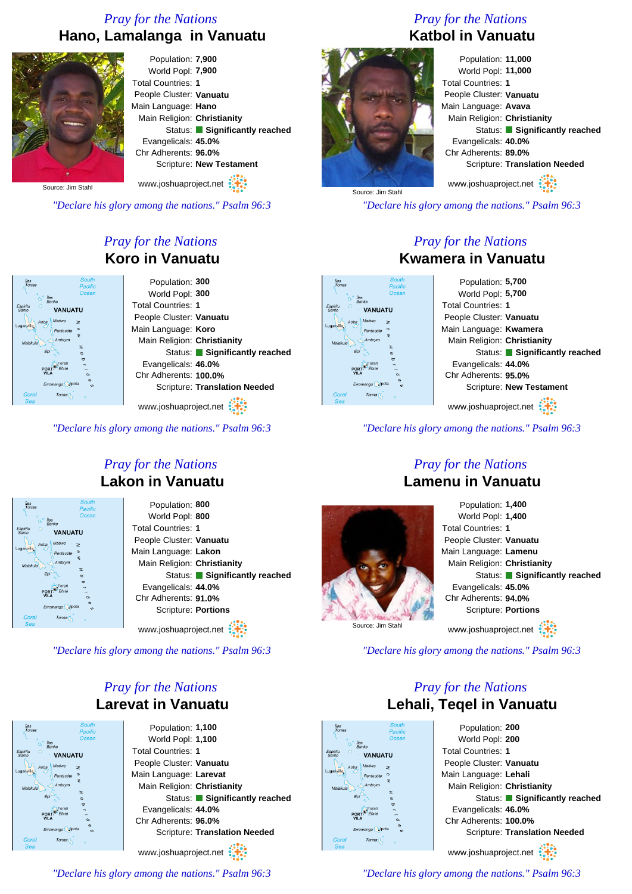*Pray for the Nations*

## Hano, Lamalanga in Vanuatu

Source: Jim Stahl

Population: **7,900**
World Popl: **7,900**
Total Countries: **1**
People Cluster: **Vanuatu**
Main Language: **Hano**
Main Religion: **Christianity**
Status: **Significantly reached**
Evangelicals: **45.0%**
Chr Adherents: **96.0%**
Scripture: **New Testament**

www.joshuaproject.net

*"Declare his glory among the nations." Psalm 96:3*

*Pray for the Nations*

## Katbol in Vanuatu

Source: Jim Stahl

Population: **11,000**
World Popl: **11,000**
Total Countries: **1**
People Cluster: **Vanuatu**
Main Language: **Avava**
Main Religion: **Christianity**
Status: **Significantly reached**
Evangelicals: **40.0%**
Chr Adherents: **89.0%**
Scripture: **Translation Needed**

www.joshuaproject.net

*"Declare his glory among the nations." Psalm 96:3*

*Pray for the Nations*

## Koro in Vanuatu

Population: **300**
World Popl: **300**
Total Countries: **1**
People Cluster: **Vanuatu**
Main Language: **Koro**
Main Religion: **Christianity**
Status: **Significantly reached**
Evangelicals: **46.0%**
Chr Adherents: **100.0%**
Scripture: **Translation Needed**

www.joshuaproject.net

*"Declare his glory among the nations." Psalm 96:3*

*Pray for the Nations*

## Kwamera in Vanuatu

Population: **5,700**
World Popl: **5,700**
Total Countries: **1**
People Cluster: **Vanuatu**
Main Language: **Kwamera**
Main Religion: **Christianity**
Status: **Significantly reached**
Evangelicals: **44.0%**
Chr Adherents: **95.0%**
Scripture: **New Testament**

www.joshuaproject.net

*"Declare his glory among the nations." Psalm 96:3*

*Pray for the Nations*

## Lakon in Vanuatu

Population: **800**
World Popl: **800**
Total Countries: **1**
People Cluster: **Vanuatu**
Main Language: **Lakon**
Main Religion: **Christianity**
Status: **Significantly reached**
Evangelicals: **44.0%**
Chr Adherents: **91.0%**
Scripture: **Portions**

www.joshuaproject.net

*"Declare his glory among the nations." Psalm 96:3*

*Pray for the Nations*

## Lamenu in Vanuatu

Source: Jim Stahl

Population: **1,400**
World Popl: **1,400**
Total Countries: **1**
People Cluster: **Vanuatu**
Main Language: **Lamenu**
Main Religion: **Christianity**
Status: **Significantly reached**
Evangelicals: **45.0%**
Chr Adherents: **94.0%**
Scripture: **Portions**

www.joshuaproject.net

*"Declare his glory among the nations." Psalm 96:3*

*Pray for the Nations*

## Larevat in Vanuatu

Population: **1,100**
World Popl: **1,100**
Total Countries: **1**
People Cluster: **Vanuatu**
Main Language: **Larevat**
Main Religion: **Christianity**
Status: **Significantly reached**
Evangelicals: **44.0%**
Chr Adherents: **96.0%**
Scripture: **Translation Needed**

www.joshuaproject.net

*"Declare his glory among the nations." Psalm 96:3*

*Pray for the Nations*

## Lehali, Teqel in Vanuatu

Population: **200**
World Popl: **200**
Total Countries: **1**
People Cluster: **Vanuatu**
Main Language: **Lehali**
Main Religion: **Christianity**
Status: **Significantly reached**
Evangelicals: **46.0%**
Chr Adherents: **100.0%**
Scripture: **Translation Needed**

www.joshuaproject.net

*"Declare his glory among the nations." Psalm 96:3*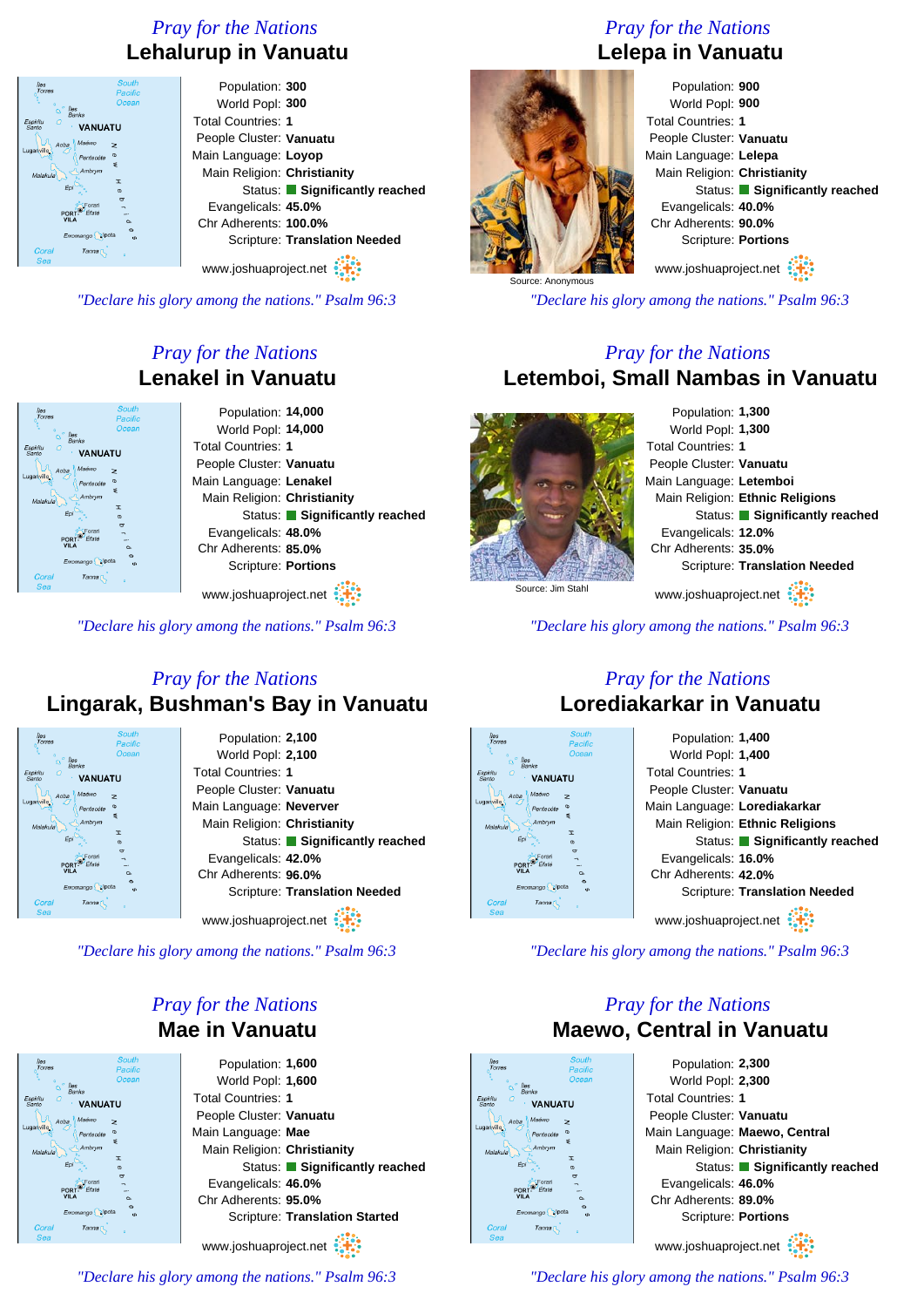*Pray for the Nations*

## Lehalurup in Vanuatu

Population: **300**
World Popl: **300**
Total Countries: **1**
People Cluster: **Vanuatu**
Main Language: **Loyop**
Main Religion: **Christianity**
Status: **Significantly reached**
Evangelicals: **45.0%**
Chr Adherents: **100.0%**
Scripture: **Translation Needed**

www.joshuaproject.net

*"Declare his glory among the nations." Psalm 96:3*

*Pray for the Nations*

## Lelepa in Vanuatu

Source: Anonymous

Population: **900**
World Popl: **900**
Total Countries: **1**
People Cluster: **Vanuatu**
Main Language: **Lelepa**
Main Religion: **Christianity**
Status: **Significantly reached**
Evangelicals: **40.0%**
Chr Adherents: **90.0%**
Scripture: **Portions**

www.joshuaproject.net

*"Declare his glory among the nations." Psalm 96:3*

*Pray for the Nations*

## Lenakel in Vanuatu

Population: **14,000**
World Popl: **14,000**
Total Countries: **1**
People Cluster: **Vanuatu**
Main Language: **Lenakel**
Main Religion: **Christianity**
Status: **Significantly reached**
Evangelicals: **48.0%**
Chr Adherents: **85.0%**
Scripture: **Portions**

www.joshuaproject.net

*"Declare his glory among the nations." Psalm 96:3*

*Pray for the Nations*

## Letemboi, Small Nambas in Vanuatu

Source: Jim Stahl

Population: **1,300**
World Popl: **1,300**
Total Countries: **1**
People Cluster: **Vanuatu**
Main Language: **Letemboi**
Main Religion: **Ethnic Religions**
Status: **Significantly reached**
Evangelicals: **12.0%**
Chr Adherents: **35.0%**
Scripture: **Translation Needed**

www.joshuaproject.net

*"Declare his glory among the nations." Psalm 96:3*

*Pray for the Nations*

## Lingarak, Bushman's Bay in Vanuatu

Population: **2,100**
World Popl: **2,100**
Total Countries: **1**
People Cluster: **Vanuatu**
Main Language: **Neverver**
Main Religion: **Christianity**
Status: **Significantly reached**
Evangelicals: **42.0%**
Chr Adherents: **96.0%**
Scripture: **Translation Needed**

www.joshuaproject.net

*"Declare his glory among the nations." Psalm 96:3*

*Pray for the Nations*

## Lorediakarkar in Vanuatu

Population: **1,400**
World Popl: **1,400**
Total Countries: **1**
People Cluster: **Vanuatu**
Main Language: **Lorediakarkar**
Main Religion: **Ethnic Religions**
Status: **Significantly reached**
Evangelicals: **16.0%**
Chr Adherents: **42.0%**
Scripture: **Translation Needed**

www.joshuaproject.net

*"Declare his glory among the nations." Psalm 96:3*

*Pray for the Nations*

## Mae in Vanuatu

Population: **1,600**
World Popl: **1,600**
Total Countries: **1**
People Cluster: **Vanuatu**
Main Language: **Mae**
Main Religion: **Christianity**
Status: **Significantly reached**
Evangelicals: **46.0%**
Chr Adherents: **95.0%**
Scripture: **Translation Started**

www.joshuaproject.net

*"Declare his glory among the nations." Psalm 96:3*

*Pray for the Nations*

## Maewo, Central in Vanuatu

Population: **2,300**
World Popl: **2,300**
Total Countries: **1**
People Cluster: **Vanuatu**
Main Language: **Maewo, Central**
Main Religion: **Christianity**
Status: **Significantly reached**
Evangelicals: **46.0%**
Chr Adherents: **89.0%**
Scripture: **Portions**

www.joshuaproject.net

*"Declare his glory among the nations." Psalm 96:3*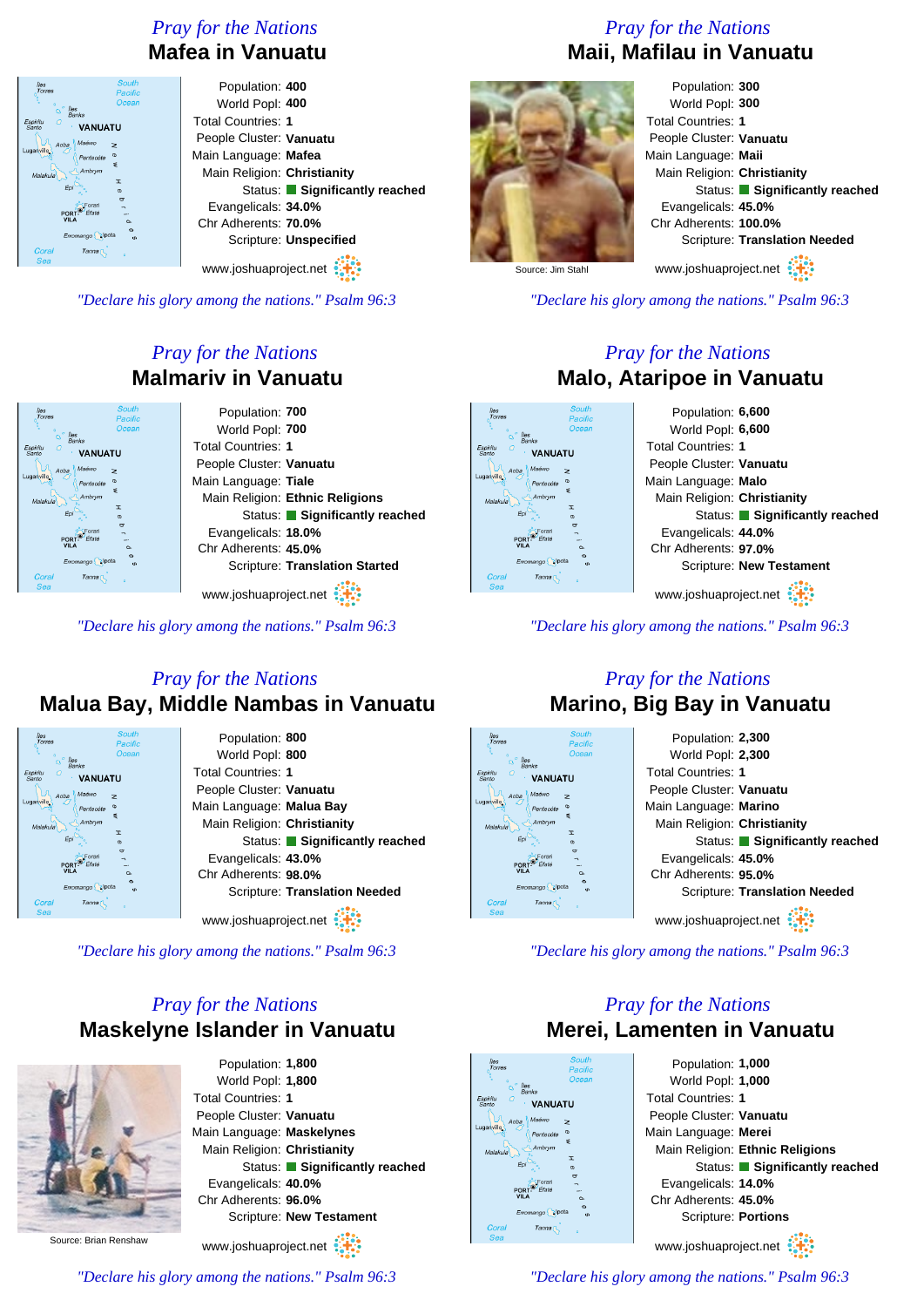## Pray for the Nations

# Mafea in Vanuatu

Population: **400**
World Popl: **400**
Total Countries: **1**
People Cluster: **Vanuatu**
Main Language: **Mafea**
Main Religion: **Christianity**
Status: **Significantly reached**
Evangelicals: **34.0%**
Chr Adherents: **70.0%**
Scripture: **Unspecified**

www.joshuaproject.net

*"Declare his glory among the nations." Psalm 96:3*

## Pray for the Nations

# Maii, Mafilau in Vanuatu

Source: Jim Stahl

Population: **300**
World Popl: **300**
Total Countries: **1**
People Cluster: **Vanuatu**
Main Language: **Maii**
Main Religion: **Christianity**
Status: **Significantly reached**
Evangelicals: **45.0%**
Chr Adherents: **100.0%**
Scripture: **Translation Needed**

www.joshuaproject.net

*"Declare his glory among the nations." Psalm 96:3*

## Pray for the Nations

# Malmariv in Vanuatu

Population: **700**
World Popl: **700**
Total Countries: **1**
People Cluster: **Vanuatu**
Main Language: **Tiale**
Main Religion: **Ethnic Religions**
Status: **Significantly reached**
Evangelicals: **18.0%**
Chr Adherents: **45.0%**
Scripture: **Translation Started**

www.joshuaproject.net

*"Declare his glory among the nations." Psalm 96:3*

## Pray for the Nations

# Malo, Ataripoe in Vanuatu

Population: **6,600**
World Popl: **6,600**
Total Countries: **1**
People Cluster: **Vanuatu**
Main Language: **Malo**
Main Religion: **Christianity**
Status: **Significantly reached**
Evangelicals: **44.0%**
Chr Adherents: **97.0%**
Scripture: **New Testament**

www.joshuaproject.net

*"Declare his glory among the nations." Psalm 96:3*

## Pray for the Nations

# Malua Bay, Middle Nambas in Vanuatu

Population: **800**
World Popl: **800**
Total Countries: **1**
People Cluster: **Vanuatu**
Main Language: **Malua Bay**
Main Religion: **Christianity**
Status: **Significantly reached**
Evangelicals: **43.0%**
Chr Adherents: **98.0%**
Scripture: **Translation Needed**

www.joshuaproject.net

*"Declare his glory among the nations." Psalm 96:3*

## Pray for the Nations

# Marino, Big Bay in Vanuatu

Population: **2,300**
World Popl: **2,300**
Total Countries: **1**
People Cluster: **Vanuatu**
Main Language: **Marino**
Main Religion: **Christianity**
Status: **Significantly reached**
Evangelicals: **45.0%**
Chr Adherents: **95.0%**
Scripture: **Translation Needed**

www.joshuaproject.net

*"Declare his glory among the nations." Psalm 96:3*

## Pray for the Nations

# Maskelyne Islander in Vanuatu

Source: Brian Renshaw

Population: **1,800**
World Popl: **1,800**
Total Countries: **1**
People Cluster: **Vanuatu**
Main Language: **Maskelynes**
Main Religion: **Christianity**
Status: **Significantly reached**
Evangelicals: **40.0%**
Chr Adherents: **96.0%**
Scripture: **New Testament**

www.joshuaproject.net

*"Declare his glory among the nations." Psalm 96:3*

## Pray for the Nations

# Merei, Lamenten in Vanuatu

Population: **1,000**
World Popl: **1,000**
Total Countries: **1**
People Cluster: **Vanuatu**
Main Language: **Merei**
Main Religion: **Ethnic Religions**
Status: **Significantly reached**
Evangelicals: **14.0%**
Chr Adherents: **45.0%**
Scripture: **Portions**

www.joshuaproject.net

*"Declare his glory among the nations." Psalm 96:3*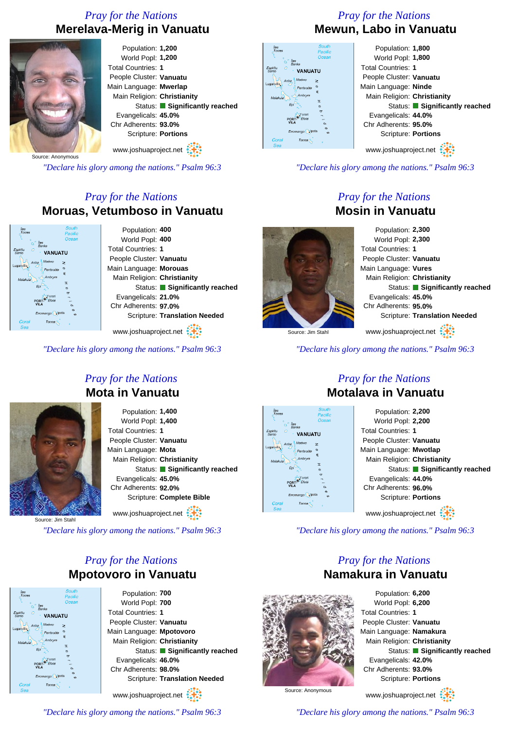## Pray for the Nations

### Merelava-Merig in Vanuatu

Source: Anonymous

Population: **1,200**
World Popl: **1,200**
Total Countries: **1**
People Cluster: **Vanuatu**
Main Language: **Mwerlap**
Main Religion: **Christianity**
Status: **Significantly reached**
Evangelicals: **45.0%**
Chr Adherents: **93.0%**
Scripture: **Portions**

www.joshuaproject.net

*"Declare his glory among the nations." Psalm 96:3*

## Pray for the Nations

### Mewun, Labo in Vanuatu

Population: **1,800**
World Popl: **1,800**
Total Countries: **1**
People Cluster: **Vanuatu**
Main Language: **Ninde**
Main Religion: **Christianity**
Status: **Significantly reached**
Evangelicals: **44.0%**
Chr Adherents: **95.0%**
Scripture: **Portions**

www.joshuaproject.net

*"Declare his glory among the nations." Psalm 96:3*

## Pray for the Nations

### Moruas, Vetumboso in Vanuatu

Population: **400**
World Popl: **400**
Total Countries: **1**
People Cluster: **Vanuatu**
Main Language: **Morouas**
Main Religion: **Christianity**
Status: **Significantly reached**
Evangelicals: **21.0%**
Chr Adherents: **97.0%**
Scripture: **Translation Needed**

www.joshuaproject.net

*"Declare his glory among the nations." Psalm 96:3*

## Pray for the Nations

### Mosin in Vanuatu

Source: Jim Stahl

Population: **2,300**
World Popl: **2,300**
Total Countries: **1**
People Cluster: **Vanuatu**
Main Language: **Vures**
Main Religion: **Christianity**
Status: **Significantly reached**
Evangelicals: **45.0%**
Chr Adherents: **95.0%**
Scripture: **Translation Needed**

www.joshuaproject.net

*"Declare his glory among the nations." Psalm 96:3*

## Pray for the Nations

### Mota in Vanuatu

Source: Jim Stahl

Population: **1,400**
World Popl: **1,400**
Total Countries: **1**
People Cluster: **Vanuatu**
Main Language: **Mota**
Main Religion: **Christianity**
Status: **Significantly reached**
Evangelicals: **45.0%**
Chr Adherents: **92.0%**
Scripture: **Complete Bible**

www.joshuaproject.net

*"Declare his glory among the nations." Psalm 96:3*

## Pray for the Nations

### Motalava in Vanuatu

Population: **2,200**
World Popl: **2,200**
Total Countries: **1**
People Cluster: **Vanuatu**
Main Language: **Mwotlap**
Main Religion: **Christianity**
Status: **Significantly reached**
Evangelicals: **44.0%**
Chr Adherents: **96.0%**
Scripture: **Portions**

www.joshuaproject.net

*"Declare his glory among the nations." Psalm 96:3*

## Pray for the Nations

### Mpotovoro in Vanuatu

Population: **700**
World Popl: **700**
Total Countries: **1**
People Cluster: **Vanuatu**
Main Language: **Mpotovoro**
Main Religion: **Christianity**
Status: **Significantly reached**
Evangelicals: **46.0%**
Chr Adherents: **98.0%**
Scripture: **Translation Needed**

www.joshuaproject.net

*"Declare his glory among the nations." Psalm 96:3*

## Pray for the Nations

### Namakura in Vanuatu

Source: Anonymous

Population: **6,200**
World Popl: **6,200**
Total Countries: **1**
People Cluster: **Vanuatu**
Main Language: **Namakura**
Main Religion: **Christianity**
Status: **Significantly reached**
Evangelicals: **42.0%**
Chr Adherents: **93.0%**
Scripture: **Portions**

www.joshuaproject.net

*"Declare his glory among the nations." Psalm 96:3*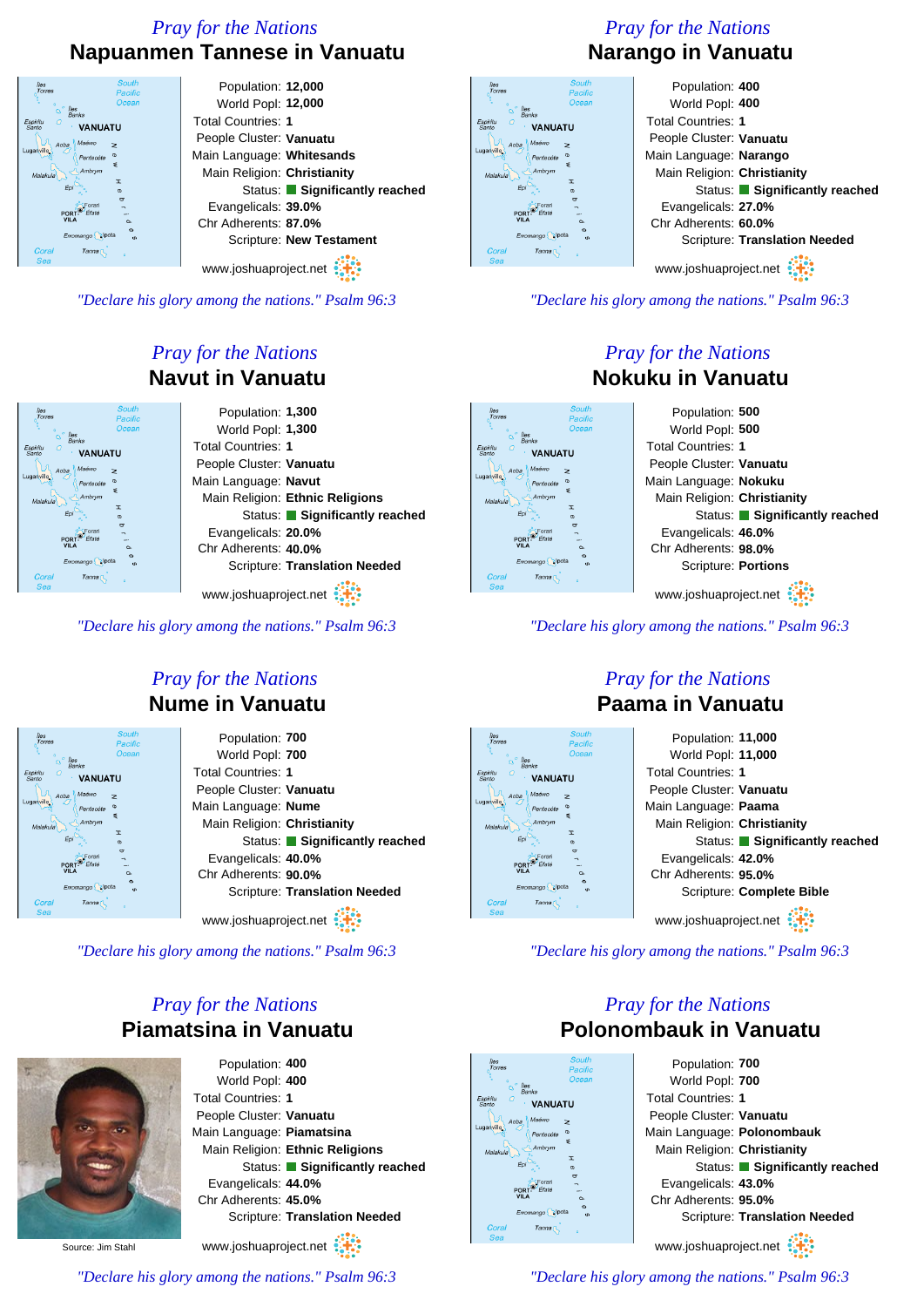*Pray for the Nations*

## Napuanmen Tannese in Vanuatu

Population: **12,000**
World Popl: **12,000**
Total Countries: **1**
People Cluster: **Vanuatu**
Main Language: **Whitesands**
Main Religion: **Christianity**
Status: **Significantly reached**
Evangelicals: **39.0%**
Chr Adherents: **87.0%**
Scripture: **New Testament**

www.joshuaproject.net

*"Declare his glory among the nations." Psalm 96:3*

*Pray for the Nations*

## Narango in Vanuatu

Population: **400**
World Popl: **400**
Total Countries: **1**
People Cluster: **Vanuatu**
Main Language: **Narango**
Main Religion: **Christianity**
Status: **Significantly reached**
Evangelicals: **27.0%**
Chr Adherents: **60.0%**
Scripture: **Translation Needed**

www.joshuaproject.net

*"Declare his glory among the nations." Psalm 96:3*

*Pray for the Nations*

## Navut in Vanuatu

Population: **1,300**
World Popl: **1,300**
Total Countries: **1**
People Cluster: **Vanuatu**
Main Language: **Navut**
Main Religion: **Ethnic Religions**
Status: **Significantly reached**
Evangelicals: **20.0%**
Chr Adherents: **40.0%**
Scripture: **Translation Needed**

www.joshuaproject.net

*"Declare his glory among the nations." Psalm 96:3*

*Pray for the Nations*

## Nokuku in Vanuatu

Population: **500**
World Popl: **500**
Total Countries: **1**
People Cluster: **Vanuatu**
Main Language: **Nokuku**
Main Religion: **Christianity**
Status: **Significantly reached**
Evangelicals: **46.0%**
Chr Adherents: **98.0%**
Scripture: **Portions**

www.joshuaproject.net

*"Declare his glory among the nations." Psalm 96:3*

*Pray for the Nations*

## Nume in Vanuatu

Population: **700**
World Popl: **700**
Total Countries: **1**
People Cluster: **Vanuatu**
Main Language: **Nume**
Main Religion: **Christianity**
Status: **Significantly reached**
Evangelicals: **40.0%**
Chr Adherents: **90.0%**
Scripture: **Translation Needed**

www.joshuaproject.net

*"Declare his glory among the nations." Psalm 96:3*

*Pray for the Nations*

## Paama in Vanuatu

Population: **11,000**
World Popl: **11,000**
Total Countries: **1**
People Cluster: **Vanuatu**
Main Language: **Paama**
Main Religion: **Christianity**
Status: **Significantly reached**
Evangelicals: **42.0%**
Chr Adherents: **95.0%**
Scripture: **Complete Bible**

www.joshuaproject.net

*"Declare his glory among the nations." Psalm 96:3*

*Pray for the Nations*

## Piamatsina in Vanuatu

Source: Jim Stahl

Population: **400**
World Popl: **400**
Total Countries: **1**
People Cluster: **Vanuatu**
Main Language: **Piamatsina**
Main Religion: **Ethnic Religions**
Status: **Significantly reached**
Evangelicals: **44.0%**
Chr Adherents: **45.0%**
Scripture: **Translation Needed**

www.joshuaproject.net

*"Declare his glory among the nations." Psalm 96:3*

*Pray for the Nations*

## Polonombauk in Vanuatu

Population: **700**
World Popl: **700**
Total Countries: **1**
People Cluster: **Vanuatu**
Main Language: **Polonombauk**
Main Religion: **Christianity**
Status: **Significantly reached**
Evangelicals: **43.0%**
Chr Adherents: **95.0%**
Scripture: **Translation Needed**

www.joshuaproject.net

*"Declare his glory among the nations." Psalm 96:3*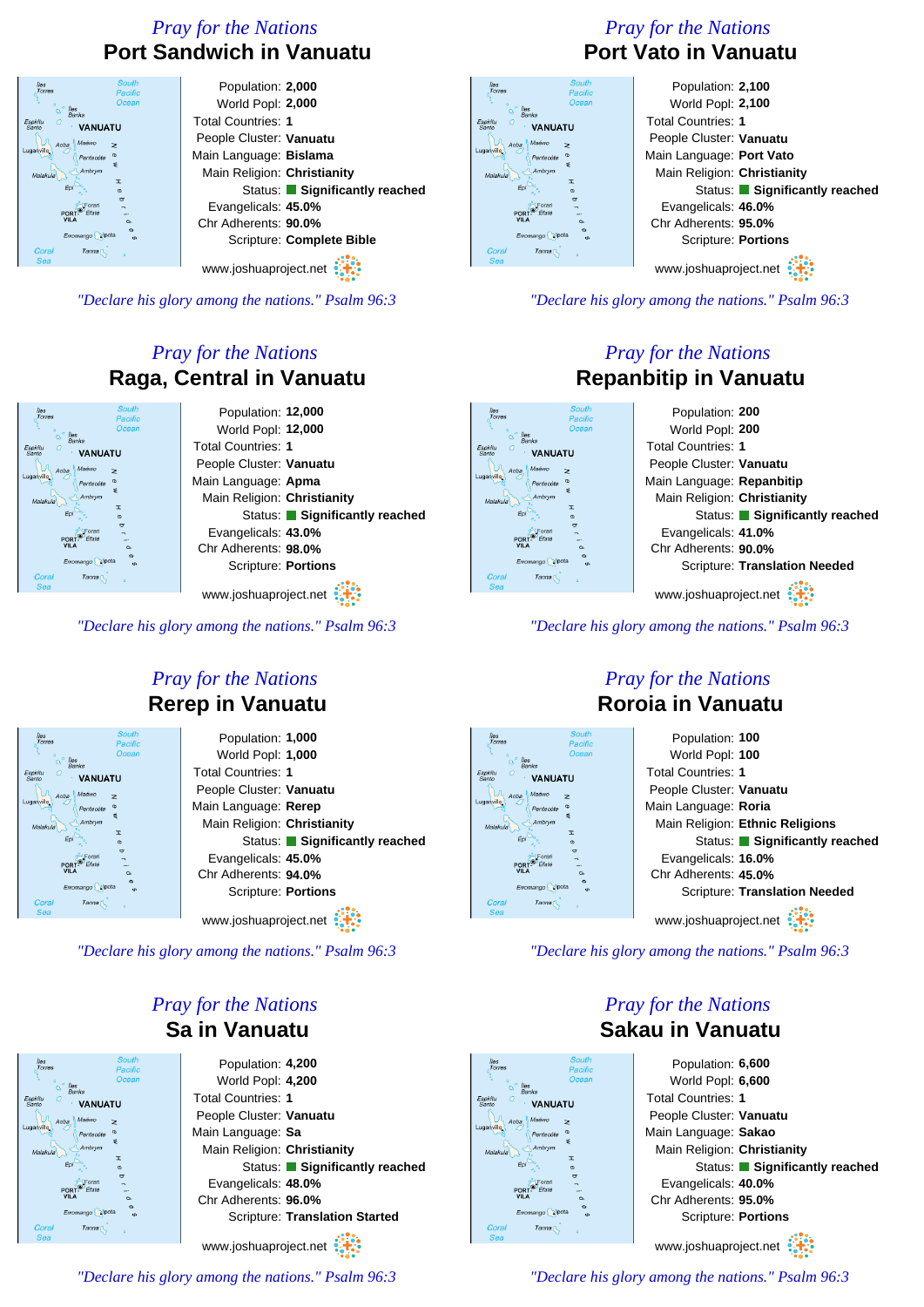*Pray for the Nations*

## Port Sandwich in Vanuatu

Population: **2,000**
World Popl: **2,000**
Total Countries: **1**
People Cluster: **Vanuatu**
Main Language: **Bislama**
Main Religion: **Christianity**
Status: **Significantly reached**
Evangelicals: **45.0%**
Chr Adherents: **90.0%**
Scripture: **Complete Bible**

www.joshuaproject.net

*"Declare his glory among the nations." Psalm 96:3*

*Pray for the Nations*

## Port Vato in Vanuatu

Population: **2,100**
World Popl: **2,100**
Total Countries: **1**
People Cluster: **Vanuatu**
Main Language: **Port Vato**
Main Religion: **Christianity**
Status: **Significantly reached**
Evangelicals: **46.0%**
Chr Adherents: **95.0%**
Scripture: **Portions**

www.joshuaproject.net

*"Declare his glory among the nations." Psalm 96:3*

*Pray for the Nations*

## Raga, Central in Vanuatu

Population: **12,000**
World Popl: **12,000**
Total Countries: **1**
People Cluster: **Vanuatu**
Main Language: **Apma**
Main Religion: **Christianity**
Status: **Significantly reached**
Evangelicals: **43.0%**
Chr Adherents: **98.0%**
Scripture: **Portions**

www.joshuaproject.net

*"Declare his glory among the nations." Psalm 96:3*

*Pray for the Nations*

## Repanbitip in Vanuatu

Population: **200**
World Popl: **200**
Total Countries: **1**
People Cluster: **Vanuatu**
Main Language: **Repanbitip**
Main Religion: **Christianity**
Status: **Significantly reached**
Evangelicals: **41.0%**
Chr Adherents: **90.0%**
Scripture: **Translation Needed**

www.joshuaproject.net

*"Declare his glory among the nations." Psalm 96:3*

*Pray for the Nations*

## Rerep in Vanuatu

Population: **1,000**
World Popl: **1,000**
Total Countries: **1**
People Cluster: **Vanuatu**
Main Language: **Rerep**
Main Religion: **Christianity**
Status: **Significantly reached**
Evangelicals: **45.0%**
Chr Adherents: **94.0%**
Scripture: **Portions**

www.joshuaproject.net

*"Declare his glory among the nations." Psalm 96:3*

*Pray for the Nations*

## Roroia in Vanuatu

Population: **100**
World Popl: **100**
Total Countries: **1**
People Cluster: **Vanuatu**
Main Language: **Roria**
Main Religion: **Ethnic Religions**
Status: **Significantly reached**
Evangelicals: **16.0%**
Chr Adherents: **45.0%**
Scripture: **Translation Needed**

www.joshuaproject.net

*"Declare his glory among the nations." Psalm 96:3*

*Pray for the Nations*

## Sa in Vanuatu

Population: **4,200**
World Popl: **4,200**
Total Countries: **1**
People Cluster: **Vanuatu**
Main Language: **Sa**
Main Religion: **Christianity**
Status: **Significantly reached**
Evangelicals: **48.0%**
Chr Adherents: **96.0%**
Scripture: **Translation Started**

www.joshuaproject.net

*"Declare his glory among the nations." Psalm 96:3*

*Pray for the Nations*

## Sakau in Vanuatu

Population: **6,600**
World Popl: **6,600**
Total Countries: **1**
People Cluster: **Vanuatu**
Main Language: **Sakao**
Main Religion: **Christianity**
Status: **Significantly reached**
Evangelicals: **40.0%**
Chr Adherents: **95.0%**
Scripture: **Portions**

www.joshuaproject.net

*"Declare his glory among the nations." Psalm 96:3*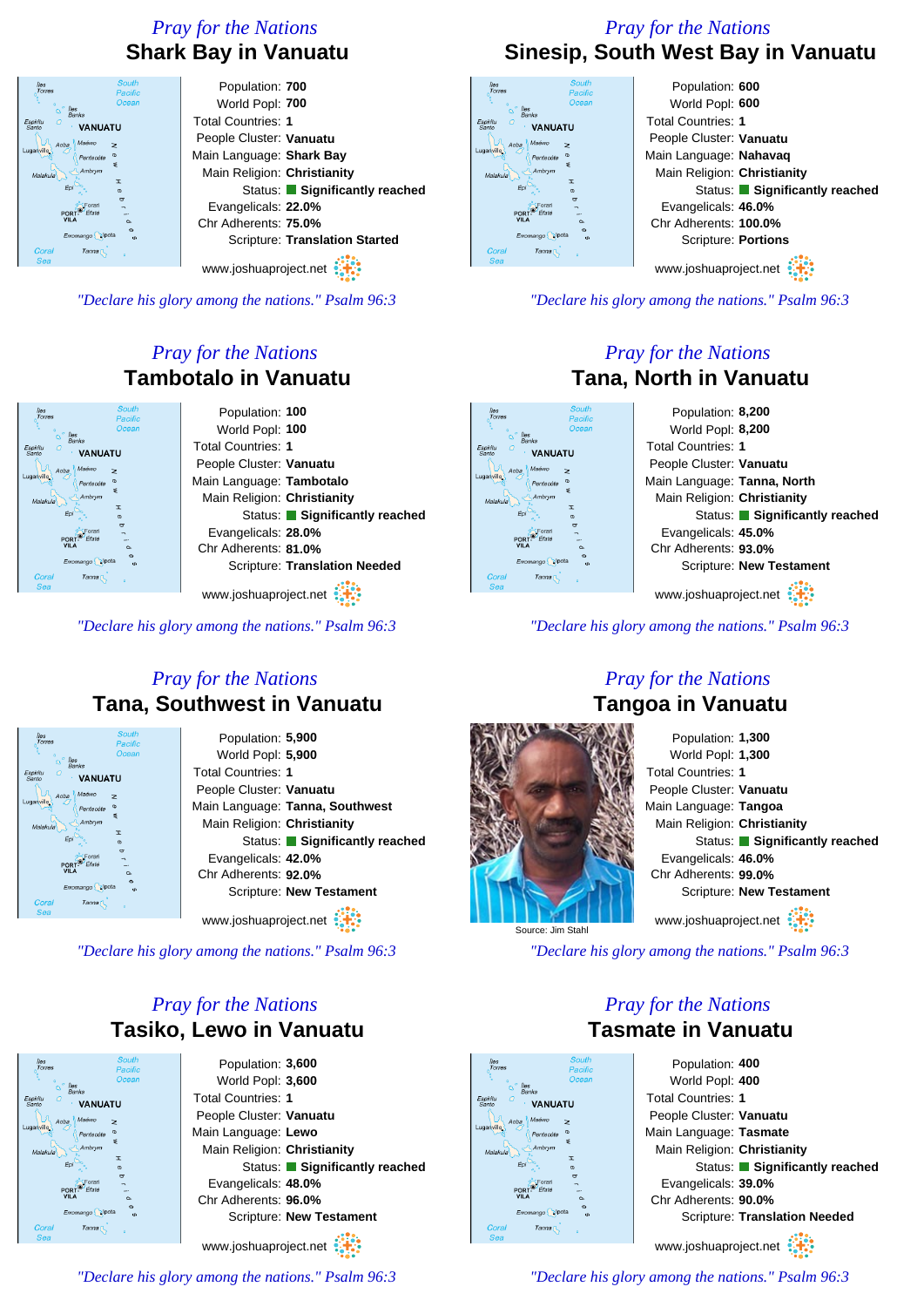## Pray for the Nations

# Shark Bay in Vanuatu

Population: **700**
World Popl: **700**
Total Countries: **1**
People Cluster: **Vanuatu**
Main Language: **Shark Bay**
Main Religion: **Christianity**
Status: **Significantly reached**
Evangelicals: **22.0%**
Chr Adherents: **75.0%**
Scripture: **Translation Started**

www.joshuaproject.net

*"Declare his glory among the nations." Psalm 96:3*

## Pray for the Nations

# Sinesip, South West Bay in Vanuatu

Population: **600**
World Popl: **600**
Total Countries: **1**
People Cluster: **Vanuatu**
Main Language: **Nahavaq**
Main Religion: **Christianity**
Status: **Significantly reached**
Evangelicals: **46.0%**
Chr Adherents: **100.0%**
Scripture: **Portions**

www.joshuaproject.net

*"Declare his glory among the nations." Psalm 96:3*

## Pray for the Nations

# Tambotalo in Vanuatu

Population: **100**
World Popl: **100**
Total Countries: **1**
People Cluster: **Vanuatu**
Main Language: **Tambotalo**
Main Religion: **Christianity**
Status: **Significantly reached**
Evangelicals: **28.0%**
Chr Adherents: **81.0%**
Scripture: **Translation Needed**

www.joshuaproject.net

*"Declare his glory among the nations." Psalm 96:3*

## Pray for the Nations

# Tana, North in Vanuatu

Population: **8,200**
World Popl: **8,200**
Total Countries: **1**
People Cluster: **Vanuatu**
Main Language: **Tanna, North**
Main Religion: **Christianity**
Status: **Significantly reached**
Evangelicals: **45.0%**
Chr Adherents: **93.0%**
Scripture: **New Testament**

www.joshuaproject.net

*"Declare his glory among the nations." Psalm 96:3*

## Pray for the Nations

# Tana, Southwest in Vanuatu

Population: **5,900**
World Popl: **5,900**
Total Countries: **1**
People Cluster: **Vanuatu**
Main Language: **Tanna, Southwest**
Main Religion: **Christianity**
Status: **Significantly reached**
Evangelicals: **42.0%**
Chr Adherents: **92.0%**
Scripture: **New Testament**

www.joshuaproject.net

*"Declare his glory among the nations." Psalm 96:3*

## Pray for the Nations

# Tangoa in Vanuatu

Source: Jim Stahl

Population: **1,300**
World Popl: **1,300**
Total Countries: **1**
People Cluster: **Vanuatu**
Main Language: **Tangoa**
Main Religion: **Christianity**
Status: **Significantly reached**
Evangelicals: **46.0%**
Chr Adherents: **99.0%**
Scripture: **New Testament**

www.joshuaproject.net

*"Declare his glory among the nations." Psalm 96:3*

## Pray for the Nations

# Tasiko, Lewo in Vanuatu

Population: **3,600**
World Popl: **3,600**
Total Countries: **1**
People Cluster: **Vanuatu**
Main Language: **Lewo**
Main Religion: **Christianity**
Status: **Significantly reached**
Evangelicals: **48.0%**
Chr Adherents: **96.0%**
Scripture: **New Testament**

www.joshuaproject.net

*"Declare his glory among the nations." Psalm 96:3*

## Pray for the Nations

# Tasmate in Vanuatu

Population: **400**
World Popl: **400**
Total Countries: **1**
People Cluster: **Vanuatu**
Main Language: **Tasmate**
Main Religion: **Christianity**
Status: **Significantly reached**
Evangelicals: **39.0%**
Chr Adherents: **90.0%**
Scripture: **Translation Needed**

www.joshuaproject.net

*"Declare his glory among the nations." Psalm 96:3*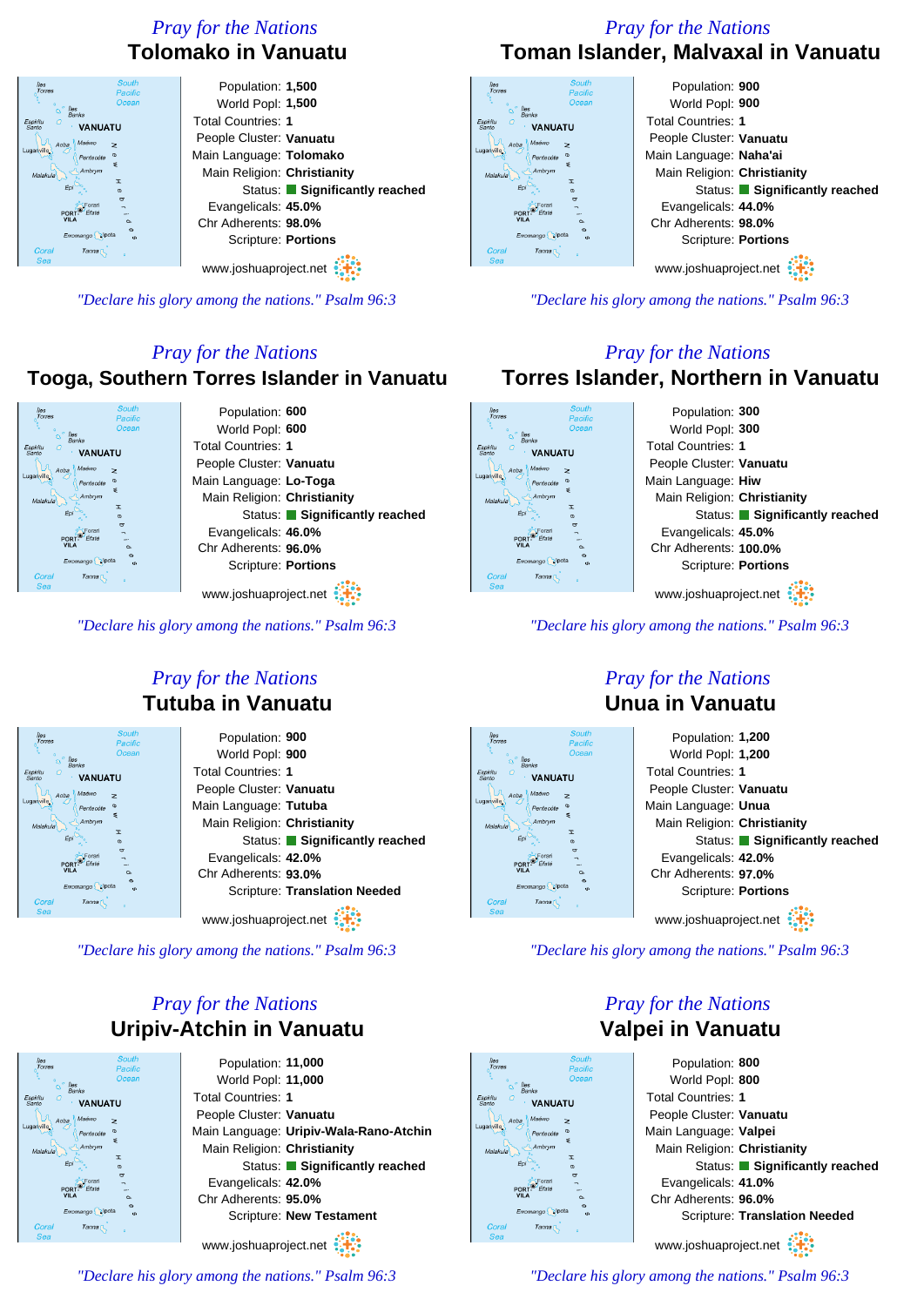## *Pray for the Nations*

# Tolomako in Vanuatu

Population: **1,500**
World Popl: **1,500**
Total Countries: **1**
People Cluster: **Vanuatu**
Main Language: **Tolomako**
Main Religion: **Christianity**
Status: **Significantly reached**
Evangelicals: **45.0%**
Chr Adherents: **98.0%**
Scripture: **Portions**

www.joshuaproject.net

*"Declare his glory among the nations." Psalm 96:3*

## *Pray for the Nations*

# Toman Islander, Malvaxal in Vanuatu

Population: **900**
World Popl: **900**
Total Countries: **1**
People Cluster: **Vanuatu**
Main Language: **Naha'ai**
Main Religion: **Christianity**
Status: **Significantly reached**
Evangelicals: **44.0%**
Chr Adherents: **98.0%**
Scripture: **Portions**

www.joshuaproject.net

*"Declare his glory among the nations." Psalm 96:3*

## *Pray for the Nations*

# Tooga, Southern Torres Islander in Vanuatu

Population: **600**
World Popl: **600**
Total Countries: **1**
People Cluster: **Vanuatu**
Main Language: **Lo-Toga**
Main Religion: **Christianity**
Status: **Significantly reached**
Evangelicals: **46.0%**
Chr Adherents: **96.0%**
Scripture: **Portions**

www.joshuaproject.net

*"Declare his glory among the nations." Psalm 96:3*

## *Pray for the Nations*

# Torres Islander, Northern in Vanuatu

Population: **300**
World Popl: **300**
Total Countries: **1**
People Cluster: **Vanuatu**
Main Language: **Hiw**
Main Religion: **Christianity**
Status: **Significantly reached**
Evangelicals: **45.0%**
Chr Adherents: **100.0%**
Scripture: **Portions**

www.joshuaproject.net

*"Declare his glory among the nations." Psalm 96:3*

## *Pray for the Nations*

# Tutuba in Vanuatu

Population: **900**
World Popl: **900**
Total Countries: **1**
People Cluster: **Vanuatu**
Main Language: **Tutuba**
Main Religion: **Christianity**
Status: **Significantly reached**
Evangelicals: **42.0%**
Chr Adherents: **93.0%**
Scripture: **Translation Needed**

www.joshuaproject.net

*"Declare his glory among the nations." Psalm 96:3*

## *Pray for the Nations*

# Unua in Vanuatu

Population: **1,200**
World Popl: **1,200**
Total Countries: **1**
People Cluster: **Vanuatu**
Main Language: **Unua**
Main Religion: **Christianity**
Status: **Significantly reached**
Evangelicals: **42.0%**
Chr Adherents: **97.0%**
Scripture: **Portions**

www.joshuaproject.net

*"Declare his glory among the nations." Psalm 96:3*

## *Pray for the Nations*

# Uripiv-Atchin in Vanuatu

Population: **11,000**
World Popl: **11,000**
Total Countries: **1**
People Cluster: **Vanuatu**
Main Language: **Uripiv-Wala-Rano-Atchin**
Main Religion: **Christianity**
Status: **Significantly reached**
Evangelicals: **42.0%**
Chr Adherents: **95.0%**
Scripture: **New Testament**

www.joshuaproject.net

*"Declare his glory among the nations." Psalm 96:3*

## *Pray for the Nations*

# Valpei in Vanuatu

Population: **800**
World Popl: **800**
Total Countries: **1**
People Cluster: **Vanuatu**
Main Language: **Valpei**
Main Religion: **Christianity**
Status: **Significantly reached**
Evangelicals: **41.0%**
Chr Adherents: **96.0%**
Scripture: **Translation Needed**

www.joshuaproject.net

*"Declare his glory among the nations." Psalm 96:3*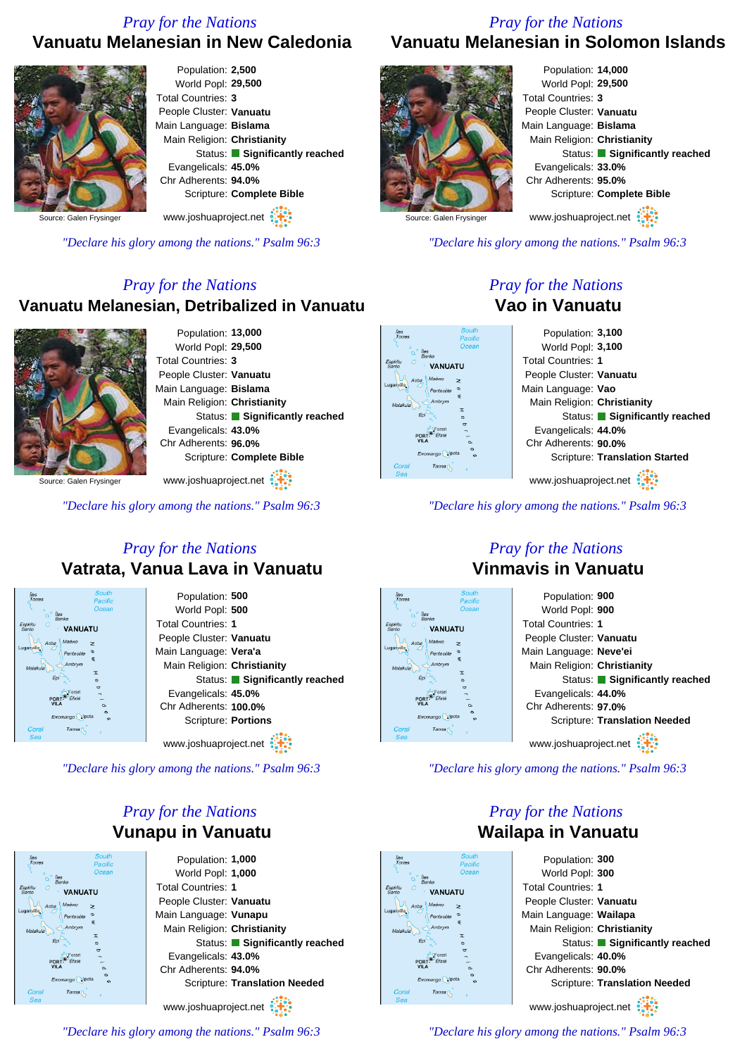*Pray for the Nations*

## Vanuatu Melanesian in New Caledonia

Source: Galen Frysinger

Population: **2,500**
World Popl: **29,500**
Total Countries: **3**
People Cluster: **Vanuatu**
Main Language: **Bislama**
Main Religion: **Christianity**
Status: **Significantly reached**
Evangelicals: **45.0%**
Chr Adherents: **94.0%**
Scripture: **Complete Bible**

www.joshuaproject.net

*"Declare his glory among the nations." Psalm 96:3*

*Pray for the Nations*

## Vanuatu Melanesian in Solomon Islands

Source: Galen Frysinger

Population: **14,000**
World Popl: **29,500**
Total Countries: **3**
People Cluster: **Vanuatu**
Main Language: **Bislama**
Main Religion: **Christianity**
Status: **Significantly reached**
Evangelicals: **33.0%**
Chr Adherents: **95.0%**
Scripture: **Complete Bible**

www.joshuaproject.net

*"Declare his glory among the nations." Psalm 96:3*

*Pray for the Nations*

## Vanuatu Melanesian, Detribalized in Vanuatu

Source: Galen Frysinger

Population: **13,000**
World Popl: **29,500**
Total Countries: **3**
People Cluster: **Vanuatu**
Main Language: **Bislama**
Main Religion: **Christianity**
Status: **Significantly reached**
Evangelicals: **43.0%**
Chr Adherents: **96.0%**
Scripture: **Complete Bible**

www.joshuaproject.net

*"Declare his glory among the nations." Psalm 96:3*

*Pray for the Nations*

## Vao in Vanuatu

Population: **3,100**
World Popl: **3,100**
Total Countries: **1**
People Cluster: **Vanuatu**
Main Language: **Vao**
Main Religion: **Christianity**
Status: **Significantly reached**
Evangelicals: **44.0%**
Chr Adherents: **90.0%**
Scripture: **Translation Started**

www.joshuaproject.net

*"Declare his glory among the nations." Psalm 96:3*

*Pray for the Nations*

## Vatrata, Vanua Lava in Vanuatu

Population: **500**
World Popl: **500**
Total Countries: **1**
People Cluster: **Vanuatu**
Main Language: **Vera'a**
Main Religion: **Christianity**
Status: **Significantly reached**
Evangelicals: **45.0%**
Chr Adherents: **100.0%**
Scripture: **Portions**

www.joshuaproject.net

*"Declare his glory among the nations." Psalm 96:3*

*Pray for the Nations*

## Vinmavis in Vanuatu

Population: **900**
World Popl: **900**
Total Countries: **1**
People Cluster: **Vanuatu**
Main Language: **Neve'ei**
Main Religion: **Christianity**
Status: **Significantly reached**
Evangelicals: **44.0%**
Chr Adherents: **97.0%**
Scripture: **Translation Needed**

www.joshuaproject.net

*"Declare his glory among the nations." Psalm 96:3*

*Pray for the Nations*

## Vunapu in Vanuatu

Population: **1,000**
World Popl: **1,000**
Total Countries: **1**
People Cluster: **Vanuatu**
Main Language: **Vunapu**
Main Religion: **Christianity**
Status: **Significantly reached**
Evangelicals: **43.0%**
Chr Adherents: **94.0%**
Scripture: **Translation Needed**

www.joshuaproject.net

*"Declare his glory among the nations." Psalm 96:3*

*Pray for the Nations*

## Wailapa in Vanuatu

Population: **300**
World Popl: **300**
Total Countries: **1**
People Cluster: **Vanuatu**
Main Language: **Wailapa**
Main Religion: **Christianity**
Status: **Significantly reached**
Evangelicals: **40.0%**
Chr Adherents: **90.0%**
Scripture: **Translation Needed**

www.joshuaproject.net

*"Declare his glory among the nations." Psalm 96:3*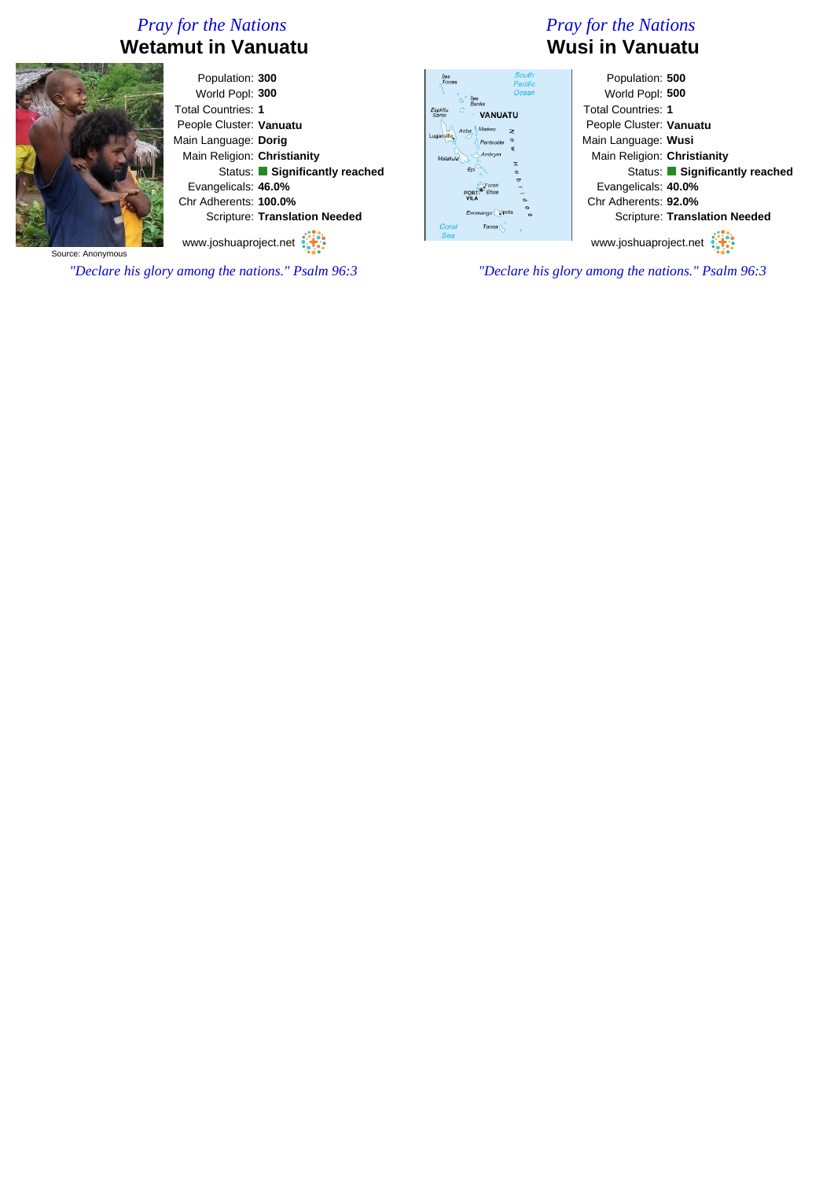*Pray for the Nations*

# Wetamut in Vanuatu

Source: Anonymous

Population: **300**
World Popl: **300**
Total Countries: **1**
People Cluster: **Vanuatu**
Main Language: **Dorig**
Main Religion: **Christianity**
Status: **Significantly reached**
Evangelicals: **46.0%**
Chr Adherents: **100.0%**
Scripture: **Translation Needed**

www.joshuaproject.net

*"Declare his glory among the nations." Psalm 96:3*

*Pray for the Nations*

# Wusi in Vanuatu

Population: **500**
World Popl: **500**
Total Countries: **1**
People Cluster: **Vanuatu**
Main Language: **Wusi**
Main Religion: **Christianity**
Status: **Significantly reached**
Evangelicals: **40.0%**
Chr Adherents: **92.0%**
Scripture: **Translation Needed**

www.joshuaproject.net

*"Declare his glory among the nations." Psalm 96:3*